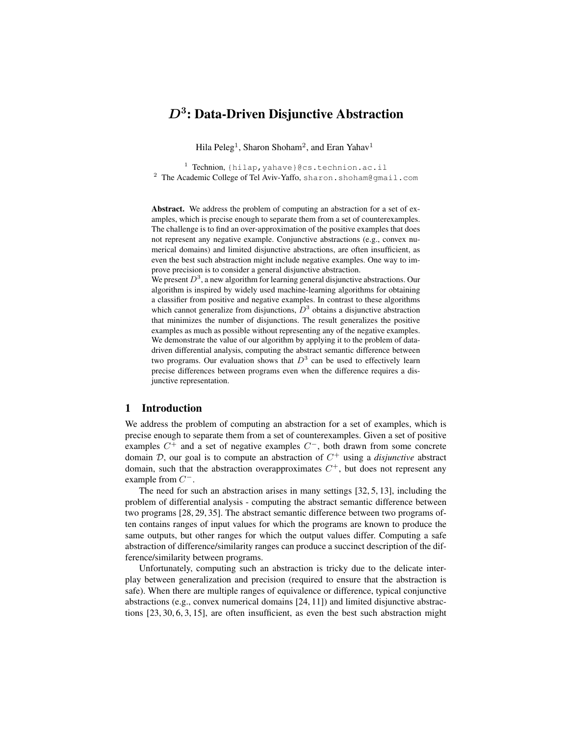# $D^3$: Data-Driven Disjunctive Abstraction

Hila Peleg[1], Sharon Shoham[2], and Eran Yahav[1]

[1] Technion, {hilap,yahave}@cs.technion.ac.il
[2] The Academic College of Tel Aviv-Yaffo, sharon.shoham@gmail.com

**Abstract.** We address the problem of computing an abstraction for a set of examples, which is precise enough to separate them from a set of counterexamples. The challenge is to find an over-approximation of the positive examples that does not represent any negative example. Conjunctive abstractions (e.g., convex numerical domains) and limited disjunctive abstractions, are often insufficient, as even the best such abstraction might include negative examples. One way to improve precision is to consider a general disjunctive abstraction.

We present $D^3$, a new algorithm for learning general disjunctive abstractions. Our algorithm is inspired by widely used machine-learning algorithms for obtaining a classifier from positive and negative examples. In contrast to these algorithms which cannot generalize from disjunctions, $D^3$ obtains a disjunctive abstraction that minimizes the number of disjunctions. The result generalizes the positive examples as much as possible without representing any of the negative examples. We demonstrate the value of our algorithm by applying it to the problem of data-driven differential analysis, computing the abstract semantic difference between two programs. Our evaluation shows that $D^3$ can be used to effectively learn precise differences between programs even when the difference requires a disjunctive representation.

## 1 Introduction

We address the problem of computing an abstraction for a set of examples, which is precise enough to separate them from a set of counterexamples. Given a set of positive examples $C^+$ and a set of negative examples $C^-$, both drawn from some concrete domain $\mathcal{D}$, our goal is to compute an abstraction of $C^+$ using a *disjunctive* abstract domain, such that the abstraction overapproximates $C^+$, but does not represent any example from $C^-$.

The need for such an abstraction arises in many settings [32, 5, 13], including the problem of differential analysis - computing the abstract semantic difference between two programs [28, 29, 35]. The abstract semantic difference between two programs often contains ranges of input values for which the programs are known to produce the same outputs, but other ranges for which the output values differ. Computing a safe abstraction of difference/similarity ranges can produce a succinct description of the difference/similarity between programs.

Unfortunately, computing such an abstraction is tricky due to the delicate interplay between generalization and precision (required to ensure that the abstraction is safe). When there are multiple ranges of equivalence or difference, typical conjunctive abstractions (e.g., convex numerical domains [24, 11]) and limited disjunctive abstractions [23, 30, 6, 3, 15], are often insufficient, as even the best such abstraction might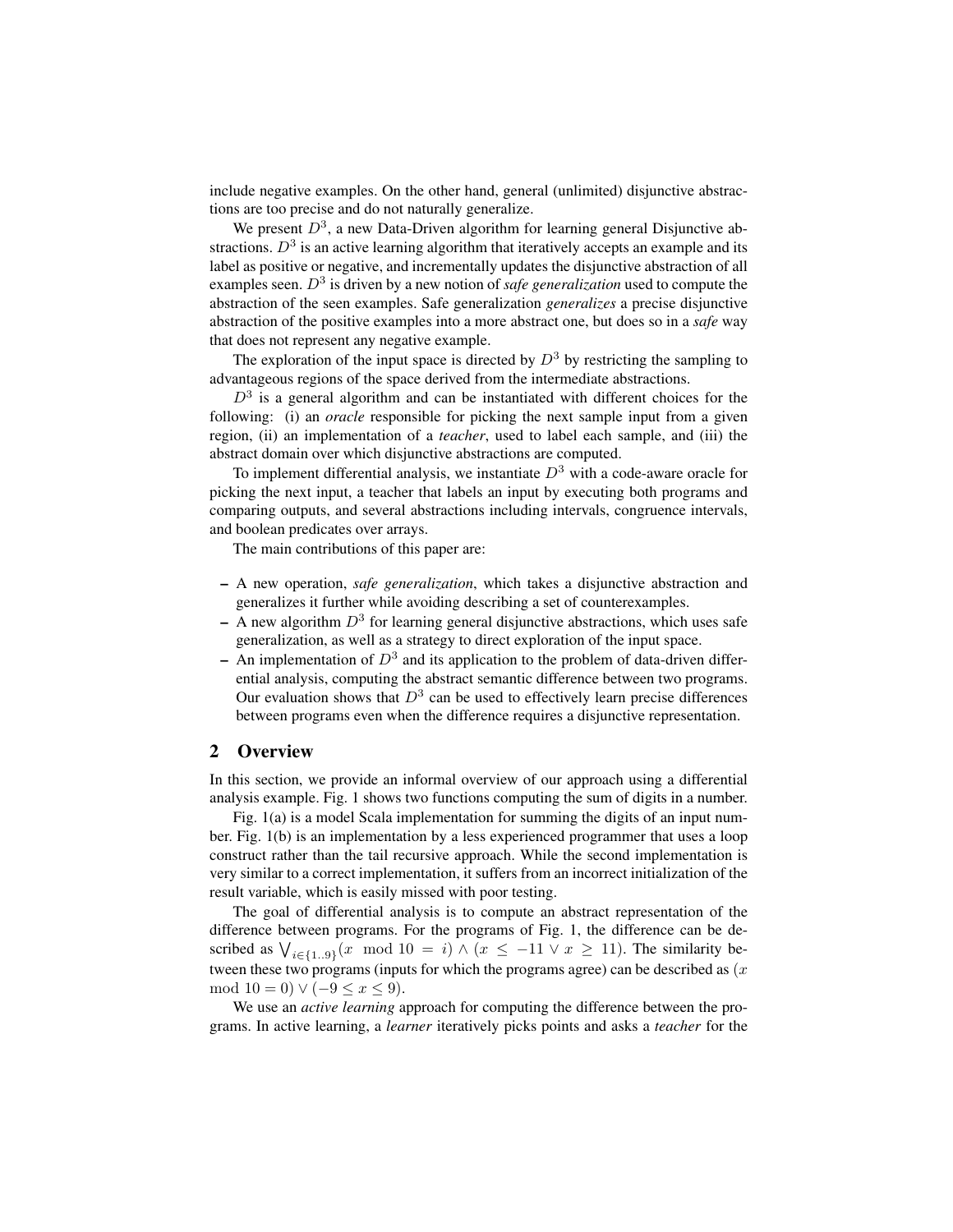include negative examples. On the other hand, general (unlimited) disjunctive abstractions are too precise and do not naturally generalize.

We present $D^3$, a new Data-Driven algorithm for learning general Disjunctive abstractions. $D^3$ is an active learning algorithm that iteratively accepts an example and its label as positive or negative, and incrementally updates the disjunctive abstraction of all examples seen. $D^3$ is driven by a new notion of *safe generalization* used to compute the abstraction of the seen examples. Safe generalization *generalizes* a precise disjunctive abstraction of the positive examples into a more abstract one, but does so in a *safe* way that does not represent any negative example.

The exploration of the input space is directed by $D^3$ by restricting the sampling to advantageous regions of the space derived from the intermediate abstractions.

$D^3$ is a general algorithm and can be instantiated with different choices for the following: (i) an *oracle* responsible for picking the next sample input from a given region, (ii) an implementation of a *teacher*, used to label each sample, and (iii) the abstract domain over which disjunctive abstractions are computed.

To implement differential analysis, we instantiate $D^3$ with a code-aware oracle for picking the next input, a teacher that labels an input by executing both programs and comparing outputs, and several abstractions including intervals, congruence intervals, and boolean predicates over arrays.

The main contributions of this paper are:

- A new operation, *safe generalization*, which takes a disjunctive abstraction and generalizes it further while avoiding describing a set of counterexamples.
- A new algorithm $D^3$ for learning general disjunctive abstractions, which uses safe generalization, as well as a strategy to direct exploration of the input space.
- An implementation of $D^3$ and its application to the problem of data-driven differential analysis, computing the abstract semantic difference between two programs. Our evaluation shows that $D^3$ can be used to effectively learn precise differences between programs even when the difference requires a disjunctive representation.

## 2 Overview

In this section, we provide an informal overview of our approach using a differential analysis example. Fig. 1 shows two functions computing the sum of digits in a number.

Fig. 1(a) is a model Scala implementation for summing the digits of an input number. Fig. 1(b) is an implementation by a less experienced programmer that uses a loop construct rather than the tail recursive approach. While the second implementation is very similar to a correct implementation, it suffers from an incorrect initialization of the result variable, which is easily missed with poor testing.

The goal of differential analysis is to compute an abstract representation of the difference between programs. For the programs of Fig. 1, the difference can be described as $\bigvee_{i\in\{1..9\}}(x \mod 10 = i) \wedge (x \leq -11 \vee x \geq 11)$. The similarity between these two programs (inputs for which the programs agree) can be described as $(x \mod 10 = 0) \vee (-9 \leq x \leq 9)$.

We use an *active learning* approach for computing the difference between the programs. In active learning, a *learner* iteratively picks points and asks a *teacher* for the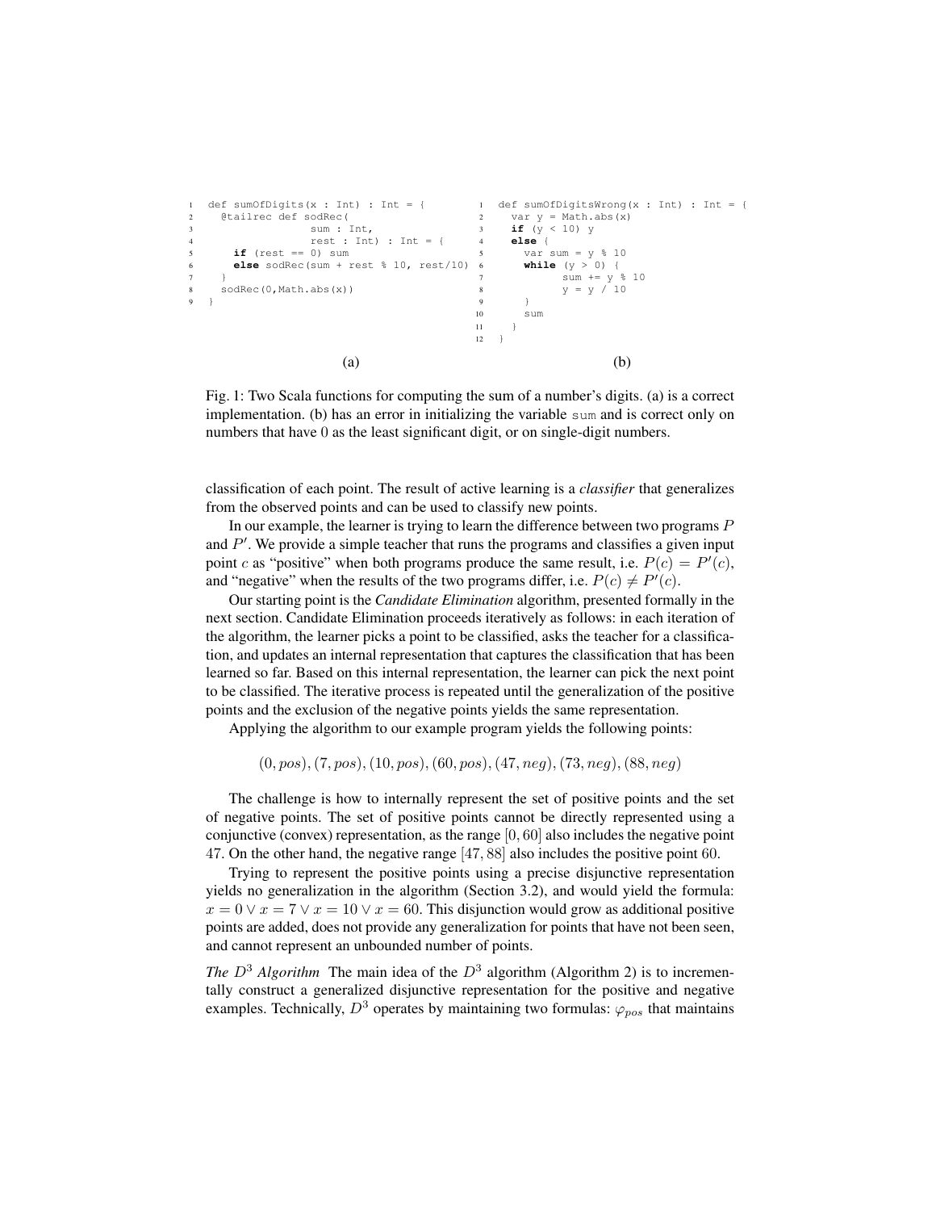```scala
def sumOfDigits(x : Int) : Int = {
  @tailrec def sodRec(
                sum : Int,
                rest : Int) : Int = {
    if (rest == 0) sum
    else sodRec(sum + rest % 10, rest/10)
  }
  sodRec(0,Math.abs(x))
}
```

(a)

```scala
def sumOfDigitsWrong(x : Int) : Int = {
  var y = Math.abs(x)
  if (y < 10) y
  else {
    var sum = y % 10
    while (y > 0) {
          sum += y % 10
          y = y / 10
    }
    sum
  }
}
```

(b)

Fig. 1: Two Scala functions for computing the sum of a number's digits. (a) is a correct implementation. (b) has an error in initializing the variable `sum` and is correct only on numbers that have 0 as the least significant digit, or on single-digit numbers.

classification of each point. The result of active learning is a *classifier* that generalizes from the observed points and can be used to classify new points.

In our example, the learner is trying to learn the difference between two programs $P$ and $P'$. We provide a simple teacher that runs the programs and classifies a given input point $c$ as "positive" when both programs produce the same result, i.e. $P(c) = P'(c)$, and "negative" when the results of the two programs differ, i.e. $P(c) \neq P'(c)$.

Our starting point is the *Candidate Elimination* algorithm, presented formally in the next section. Candidate Elimination proceeds iteratively as follows: in each iteration of the algorithm, the learner picks a point to be classified, asks the teacher for a classification, and updates an internal representation that captures the classification that has been learned so far. Based on this internal representation, the learner can pick the next point to be classified. The iterative process is repeated until the generalization of the positive points and the exclusion of the negative points yields the same representation.

Applying the algorithm to our example program yields the following points:

$$(0, pos), (7, pos), (10, pos), (60, pos), (47, neg), (73, neg), (88, neg)$$

The challenge is how to internally represent the set of positive points and the set of negative points. The set of positive points cannot be directly represented using a conjunctive (convex) representation, as the range $[0, 60]$ also includes the negative point 47. On the other hand, the negative range $[47, 88]$ also includes the positive point 60.

Trying to represent the positive points using a precise disjunctive representation yields no generalization in the algorithm (Section 3.2), and would yield the formula: $x = 0 \lor x = 7 \lor x = 10 \lor x = 60$. This disjunction would grow as additional positive points are added, does not provide any generalization for points that have not been seen, and cannot represent an unbounded number of points.

*The $D^3$ Algorithm* The main idea of the $D^3$ algorithm (Algorithm 2) is to incrementally construct a generalized disjunctive representation for the positive and negative examples. Technically, $D^3$ operates by maintaining two formulas: $\varphi_{pos}$ that maintains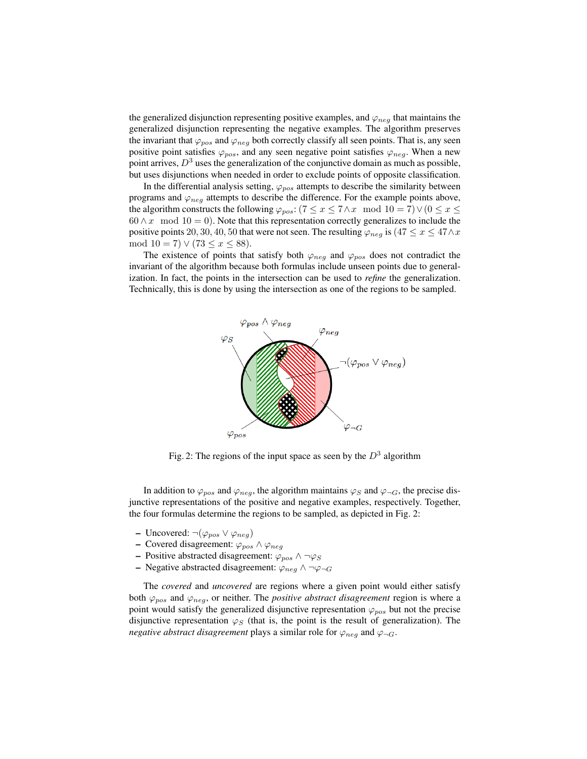the generalized disjunction representing positive examples, and $\varphi_{neg}$ that maintains the generalized disjunction representing the negative examples. The algorithm preserves the invariant that $\varphi_{pos}$ and $\varphi_{neg}$ both correctly classify all seen points. That is, any seen positive point satisfies $\varphi_{pos}$, and any seen negative point satisfies $\varphi_{neg}$. When a new point arrives, $D^3$ uses the generalization of the conjunctive domain as much as possible, but uses disjunctions when needed in order to exclude points of opposite classification.

In the differential analysis setting, $\varphi_{pos}$ attempts to describe the similarity between programs and $\varphi_{neg}$ attempts to describe the difference. For the example points above, the algorithm constructs the following $\varphi_{pos}$: $(7 \leq x \leq 7 \wedge x \mod 10 = 7) \vee (0 \leq x \leq 60 \wedge x \mod 10 = 0)$. Note that this representation correctly generalizes to include the positive points 20, 30, 40, 50 that were not seen. The resulting $\varphi_{neg}$ is $(47 \leq x \leq 47 \wedge x \mod 10 = 7) \vee (73 \leq x \leq 88)$.

The existence of points that satisfy both $\varphi_{neg}$ and $\varphi_{pos}$ does not contradict the invariant of the algorithm because both formulas include unseen points due to generalization. In fact, the points in the intersection can be used to *refine* the generalization. Technically, this is done by using the intersection as one of the regions to be sampled.

Fig. 2: The regions of the input space as seen by the $D^3$ algorithm

In addition to $\varphi_{pos}$ and $\varphi_{neg}$, the algorithm maintains $\varphi_S$ and $\varphi_{\neg G}$, the precise disjunctive representations of the positive and negative examples, respectively. Together, the four formulas determine the regions to be sampled, as depicted in Fig. 2:

- Uncovered: $\neg(\varphi_{pos} \vee \varphi_{neg})$
- Covered disagreement: $\varphi_{pos} \wedge \varphi_{neg}$
- Positive abstracted disagreement: $\varphi_{pos} \wedge \neg\varphi_S$
- Negative abstracted disagreement: $\varphi_{neg} \wedge \neg\varphi_{\neg G}$

The *covered* and *uncovered* are regions where a given point would either satisfy both $\varphi_{pos}$ and $\varphi_{neg}$, or neither. The *positive abstract disagreement* region is where a point would satisfy the generalized disjunctive representation $\varphi_{pos}$ but not the precise disjunctive representation $\varphi_S$ (that is, the point is the result of generalization). The *negative abstract disagreement* plays a similar role for $\varphi_{neg}$ and $\varphi_{\neg G}$.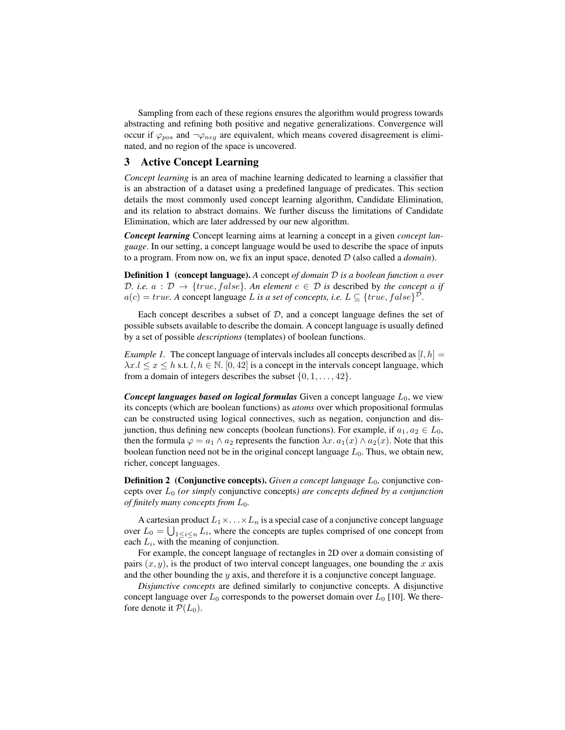Sampling from each of these regions ensures the algorithm would progress towards abstracting and refining both positive and negative generalizations. Convergence will occur if $\varphi_{pos}$ and $\neg\varphi_{neg}$ are equivalent, which means covered disagreement is eliminated, and no region of the space is uncovered.

## 3 Active Concept Learning

*Concept learning* is an area of machine learning dedicated to learning a classifier that is an abstraction of a dataset using a predefined language of predicates. This section details the most commonly used concept learning algorithm, Candidate Elimination, and its relation to abstract domains. We further discuss the limitations of Candidate Elimination, which are later addressed by our new algorithm.

***Concept learning*** Concept learning aims at learning a concept in a given *concept language*. In our setting, a concept language would be used to describe the space of inputs to a program. From now on, we fix an input space, denoted $\mathcal{D}$ (also called a *domain*).

**Definition 1 (concept language).** *A* concept *of domain $\mathcal{D}$ is a boolean function $a$ over $\mathcal{D}$. i.e. $a : \mathcal{D} \to \{true, false\}$. An element $c \in \mathcal{D}$ is* described *by* the concept $a$ *if $a(c) = true$. A* concept language *$L$ is a set of concepts, i.e. $L \subseteq \{true, false\}^{\mathcal{D}}$.*

Each concept describes a subset of $\mathcal{D}$, and a concept language defines the set of possible subsets available to describe the domain. A concept language is usually defined by a set of possible *descriptions* (templates) of boolean functions.

*Example 1.* The concept language of intervals includes all concepts described as $[l, h] = \lambda x. l \leq x \leq h$ s.t. $l, h \in \mathbb{N}$. $[0, 42]$ is a concept in the intervals concept language, which from a domain of integers describes the subset $\{0, 1, \ldots, 42\}$.

***Concept languages based on logical formulas*** Given a concept language $L_0$, we view its concepts (which are boolean functions) as *atoms* over which propositional formulas can be constructed using logical connectives, such as negation, conjunction and disjunction, thus defining new concepts (boolean functions). For example, if $a_1, a_2 \in L_0$, then the formula $\varphi = a_1 \wedge a_2$ represents the function $\lambda x.\, a_1(x) \wedge a_2(x)$. Note that this boolean function need not be in the original concept language $L_0$. Thus, we obtain new, richer, concept languages.

**Definition 2 (Conjunctive concepts).** *Given a concept language $L_0$,* conjunctive concepts over $L_0$ *(or simply* conjunctive concepts*) are concepts defined by a conjunction of finitely many concepts from $L_0$.*

A cartesian product $L_1 \times \ldots \times L_n$ is a special case of a conjunctive concept language over $L_0 = \bigcup_{1 \leq i \leq n} L_i$, where the concepts are tuples comprised of one concept from each $L_i$, with the meaning of conjunction.

For example, the concept language of rectangles in 2D over a domain consisting of pairs $(x, y)$, is the product of two interval concept languages, one bounding the $x$ axis and the other bounding the $y$ axis, and therefore it is a conjunctive concept language.

*Disjunctive concepts* are defined similarly to conjunctive concepts. A disjunctive concept language over $L_0$ corresponds to the powerset domain over $L_0$ [10]. We therefore denote it $\mathcal{P}(L_0)$.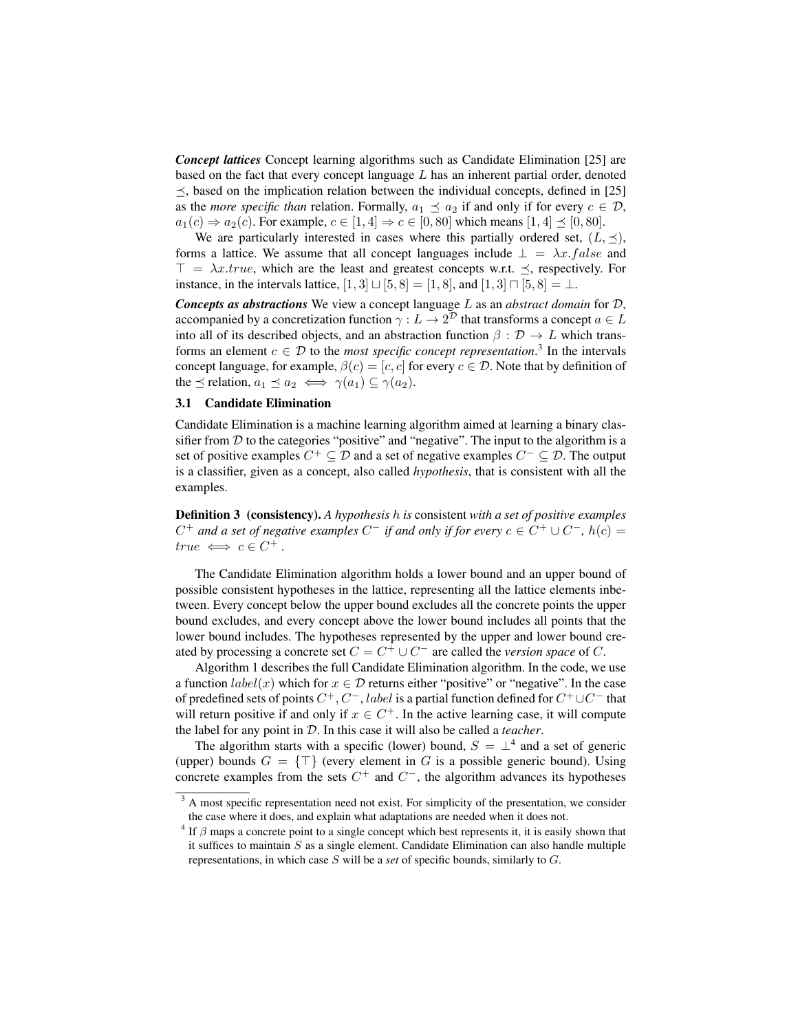***Concept lattices*** Concept learning algorithms such as Candidate Elimination [25] are based on the fact that every concept language $L$ has an inherent partial order, denoted $\preceq$, based on the implication relation between the individual concepts, defined in [25] as the *more specific than* relation. Formally, $a_1 \preceq a_2$ if and only if for every $c \in \mathcal{D}$, $a_1(c) \Rightarrow a_2(c)$. For example, $c \in [1,4] \Rightarrow c \in [0,80]$ which means $[1,4] \preceq [0,80]$.

We are particularly interested in cases where this partially ordered set, $(L, \preceq)$, forms a lattice. We assume that all concept languages include $\bot = \lambda x.false$ and $\top = \lambda x.true$, which are the least and greatest concepts w.r.t. $\preceq$, respectively. For instance, in the intervals lattice, $[1,3] \sqcup [5,8] = [1,8]$, and $[1,3] \sqcap [5,8] = \bot$.

***Concepts as abstractions*** We view a concept language $L$ as an *abstract domain* for $\mathcal{D}$, accompanied by a concretization function $\gamma : L \to 2^{\mathcal{D}}$ that transforms a concept $a \in L$ into all of its described objects, and an abstraction function $\beta : \mathcal{D} \to L$ which transforms an element $c \in \mathcal{D}$ to the *most specific concept representation*.[3] In the intervals concept language, for example, $\beta(c) = [c, c]$ for every $c \in \mathcal{D}$. Note that by definition of the $\preceq$ relation, $a_1 \preceq a_2 \iff \gamma(a_1) \subseteq \gamma(a_2)$.

### 3.1 Candidate Elimination

Candidate Elimination is a machine learning algorithm aimed at learning a binary classifier from $\mathcal{D}$ to the categories "positive" and "negative". The input to the algorithm is a set of positive examples $C^+ \subseteq \mathcal{D}$ and a set of negative examples $C^- \subseteq \mathcal{D}$. The output is a classifier, given as a concept, also called *hypothesis*, that is consistent with all the examples.

**Definition 3 (consistency).** *A hypothesis $h$ is* consistent *with a set of positive examples $C^+$ and a set of negative examples $C^-$ if and only if for every $c \in C^+ \cup C^-$, $h(c) = true \iff c \in C^+$.*

The Candidate Elimination algorithm holds a lower bound and an upper bound of possible consistent hypotheses in the lattice, representing all the lattice elements inbetween. Every concept below the upper bound excludes all the concrete points the upper bound excludes, and every concept above the lower bound includes all points that the lower bound includes. The hypotheses represented by the upper and lower bound created by processing a concrete set $C = C^+ \cup C^-$ are called the *version space* of $C$.

Algorithm 1 describes the full Candidate Elimination algorithm. In the code, we use a function $label(x)$ which for $x \in \mathcal{D}$ returns either "positive" or "negative". In the case of predefined sets of points $C^+, C^-$, $label$ is a partial function defined for $C^+ \cup C^-$ that will return positive if and only if $x \in C^+$. In the active learning case, it will compute the label for any point in $\mathcal{D}$. In this case it will also be called a *teacher*.

The algorithm starts with a specific (lower) bound, $S = \bot$[4] and a set of generic (upper) bounds $G = \{\top\}$ (every element in $G$ is a possible generic bound). Using concrete examples from the sets $C^+$ and $C^-$, the algorithm advances its hypotheses

[3] A most specific representation need not exist. For simplicity of the presentation, we consider the case where it does, and explain what adaptations are needed when it does not.

[4] If $\beta$ maps a concrete point to a single concept which best represents it, it is easily shown that it suffices to maintain $S$ as a single element. Candidate Elimination can also handle multiple representations, in which case $S$ will be a *set* of specific bounds, similarly to $G$.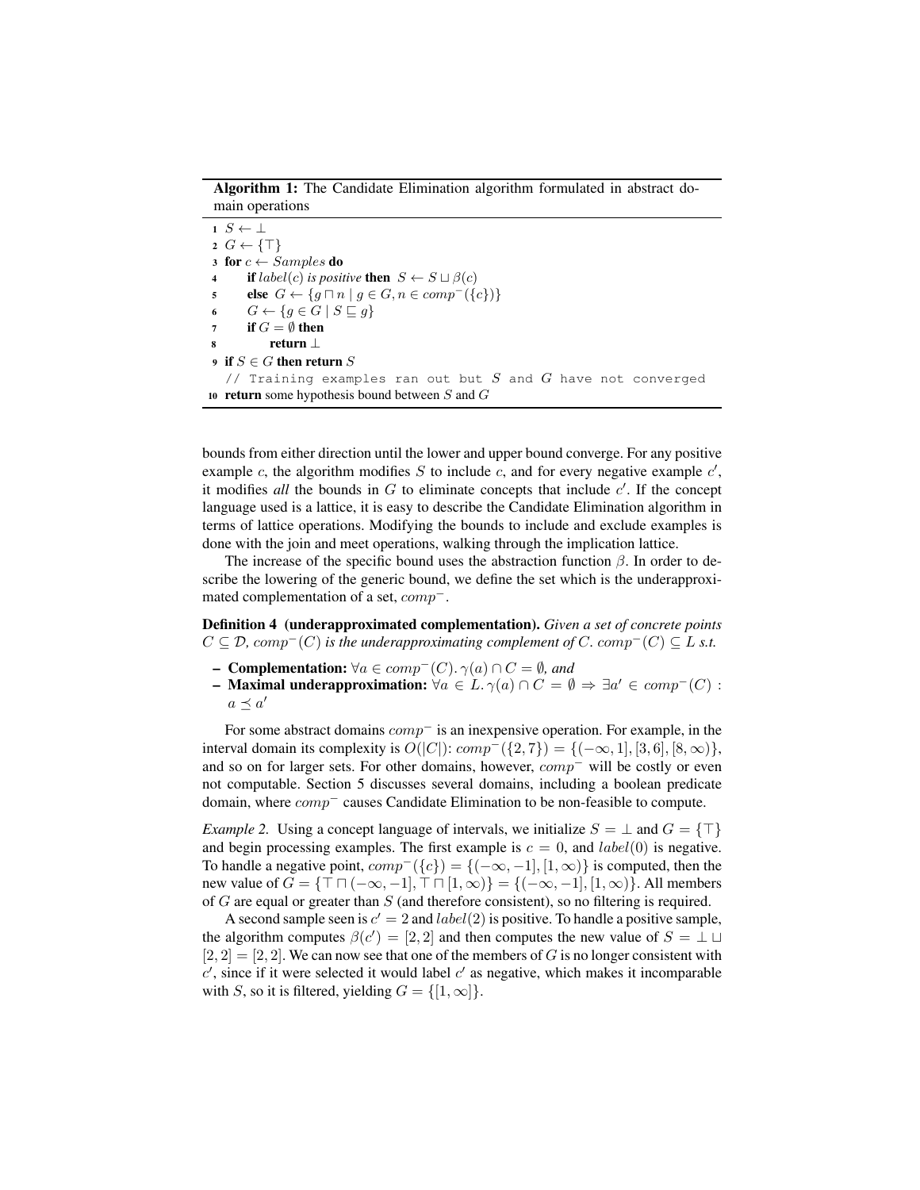**Algorithm 1:** The Candidate Elimination algorithm formulated in abstract domain operations

```
1  S ← ⊥
2  G ← {⊤}
3  for c ← Samples do
4      if label(c) is positive then  S ← S ⊔ β(c)
5      else  G ← {g ⊓ n | g ∈ G, n ∈ comp⁻({c})}
6      G ← {g ∈ G | S ⊑ g}
7      if G = ∅ then
8          return ⊥
9  if S ∈ G then return S
   // Training examples ran out but S and G have not converged
10 return some hypothesis bound between S and G
```

bounds from either direction until the lower and upper bound converge. For any positive example $c$, the algorithm modifies $S$ to include $c$, and for every negative example $c'$, it modifies *all* the bounds in $G$ to eliminate concepts that include $c'$. If the concept language used is a lattice, it is easy to describe the Candidate Elimination algorithm in terms of lattice operations. Modifying the bounds to include and exclude examples is done with the join and meet operations, walking through the implication lattice.

The increase of the specific bound uses the abstraction function $\beta$. In order to describe the lowering of the generic bound, we define the set which is the underapproximated complementation of a set, $comp^-$.

**Definition 4 (underapproximated complementation).** *Given a set of concrete points $C \subseteq \mathcal{D}$, $comp^-(C)$ is the underapproximating complement of $C$. $comp^-(C) \subseteq L$ s.t.*

- **Complementation:** $\forall a \in comp^-(C). \gamma(a) \cap C = \emptyset$*, and*
- **Maximal underapproximation:** $\forall a \in L. \gamma(a) \cap C = \emptyset \Rightarrow \exists a' \in comp^-(C) : a \preceq a'$

For some abstract domains $comp^-$ is an inexpensive operation. For example, in the interval domain its complexity is $O(|C|)$: $comp^-(\{2, 7\}) = \{(-\infty, 1], [3, 6], [8, \infty)\}$, and so on for larger sets. For other domains, however, $comp^-$ will be costly or even not computable. Section 5 discusses several domains, including a boolean predicate domain, where $comp^-$ causes Candidate Elimination to be non-feasible to compute.

*Example 2.* Using a concept language of intervals, we initialize $S = \bot$ and $G = \{\top\}$ and begin processing examples. The first example is $c = 0$, and $label(0)$ is negative. To handle a negative point, $comp^-(\{c\}) = \{(-\infty, -1], [1, \infty)\}$ is computed, then the new value of $G = \{\top \sqcap (-\infty, -1], \top \sqcap [1, \infty)\} = \{(-\infty, -1], [1, \infty)\}$. All members of $G$ are equal or greater than $S$ (and therefore consistent), so no filtering is required.

A second sample seen is $c' = 2$ and $label(2)$ is positive. To handle a positive sample, the algorithm computes $\beta(c') = [2, 2]$ and then computes the new value of $S = \bot \sqcup [2, 2] = [2, 2]$. We can now see that one of the members of $G$ is no longer consistent with $c'$, since if it were selected it would label $c'$ as negative, which makes it incomparable with $S$, so it is filtered, yielding $G = \{[1, \infty]\}$.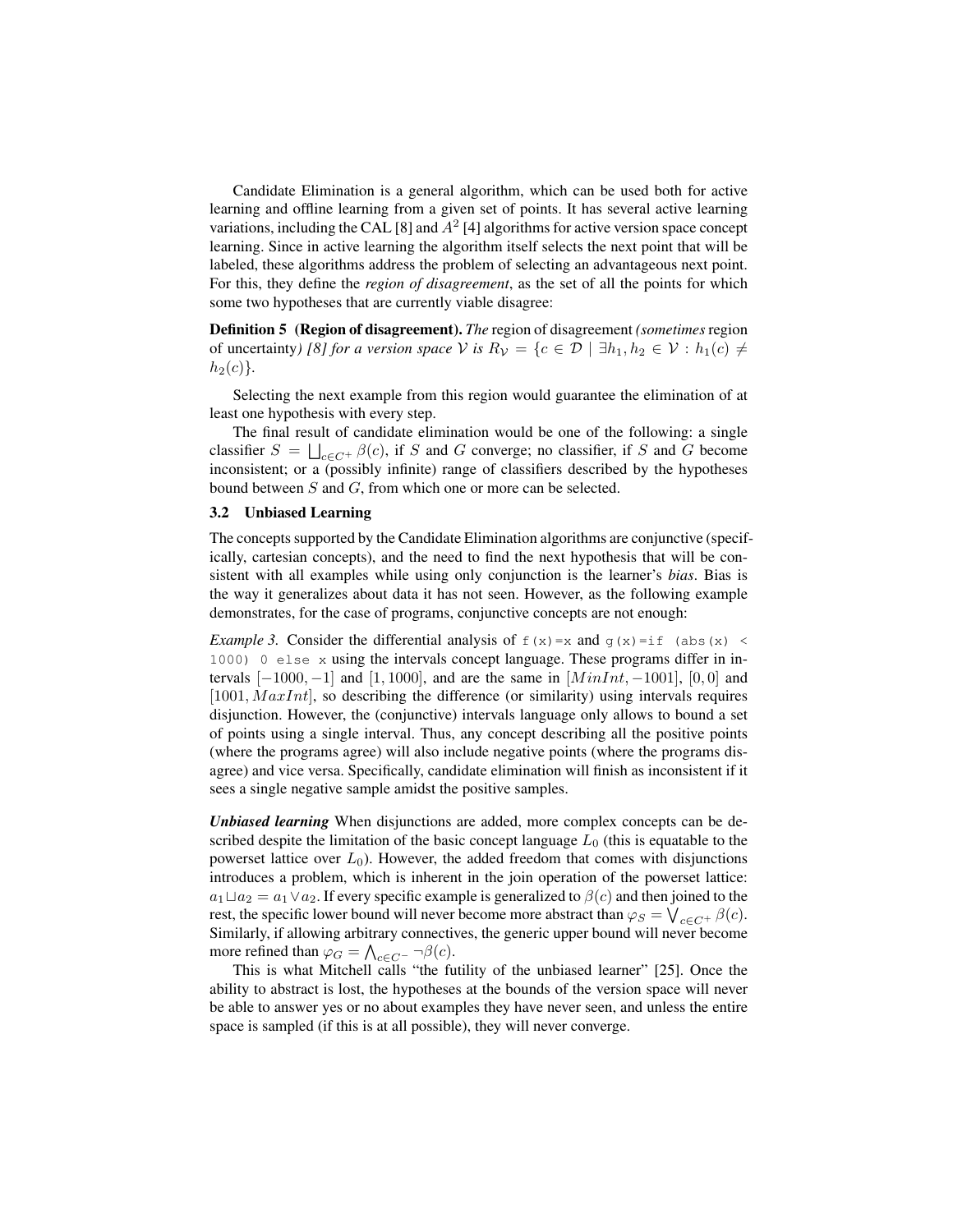Candidate Elimination is a general algorithm, which can be used both for active learning and offline learning from a given set of points. It has several active learning variations, including the CAL [8] and $A^2$ [4] algorithms for active version space concept learning. Since in active learning the algorithm itself selects the next point that will be labeled, these algorithms address the problem of selecting an advantageous next point. For this, they define the *region of disagreement*, as the set of all the points for which some two hypotheses that are currently viable disagree:

**Definition 5 (Region of disagreement).** *The* region of disagreement *(sometimes* region of uncertainty*) [8] for a version space $\mathcal{V}$ is $R_{\mathcal{V}} = \{c \in \mathcal{D} \mid \exists h_1, h_2 \in \mathcal{V} : h_1(c) \neq h_2(c)\}$.*

Selecting the next example from this region would guarantee the elimination of at least one hypothesis with every step.

The final result of candidate elimination would be one of the following: a single classifier $S = \bigsqcup_{c \in C^+} \beta(c)$, if $S$ and $G$ converge; no classifier, if $S$ and $G$ become inconsistent; or a (possibly infinite) range of classifiers described by the hypotheses bound between $S$ and $G$, from which one or more can be selected.

### 3.2 Unbiased Learning

The concepts supported by the Candidate Elimination algorithms are conjunctive (specifically, cartesian concepts), and the need to find the next hypothesis that will be consistent with all examples while using only conjunction is the learner's *bias*. Bias is the way it generalizes about data it has not seen. However, as the following example demonstrates, for the case of programs, conjunctive concepts are not enough:

*Example 3.* Consider the differential analysis of `f(x)=x` and `g(x)=if (abs(x) < 1000) 0 else x` using the intervals concept language. These programs differ in intervals $[-1000, -1]$ and $[1, 1000]$, and are the same in $[MinInt, -1001]$, $[0, 0]$ and $[1001, MaxInt]$, so describing the difference (or similarity) using intervals requires disjunction. However, the (conjunctive) intervals language only allows to bound a set of points using a single interval. Thus, any concept describing all the positive points (where the programs agree) will also include negative points (where the programs disagree) and vice versa. Specifically, candidate elimination will finish as inconsistent if it sees a single negative sample amidst the positive samples.

***Unbiased learning*** When disjunctions are added, more complex concepts can be described despite the limitation of the basic concept language $L_0$ (this is equatable to the powerset lattice over $L_0$). However, the added freedom that comes with disjunctions introduces a problem, which is inherent in the join operation of the powerset lattice: $a_1 \sqcup a_2 = a_1 \vee a_2$. If every specific example is generalized to $\beta(c)$ and then joined to the rest, the specific lower bound will never become more abstract than $\varphi_S = \bigvee_{c \in C^+} \beta(c)$. Similarly, if allowing arbitrary connectives, the generic upper bound will never become more refined than $\varphi_G = \bigwedge_{c \in C^-} \neg\beta(c)$.

This is what Mitchell calls "the futility of the unbiased learner" [25]. Once the ability to abstract is lost, the hypotheses at the bounds of the version space will never be able to answer yes or no about examples they have never seen, and unless the entire space is sampled (if this is at all possible), they will never converge.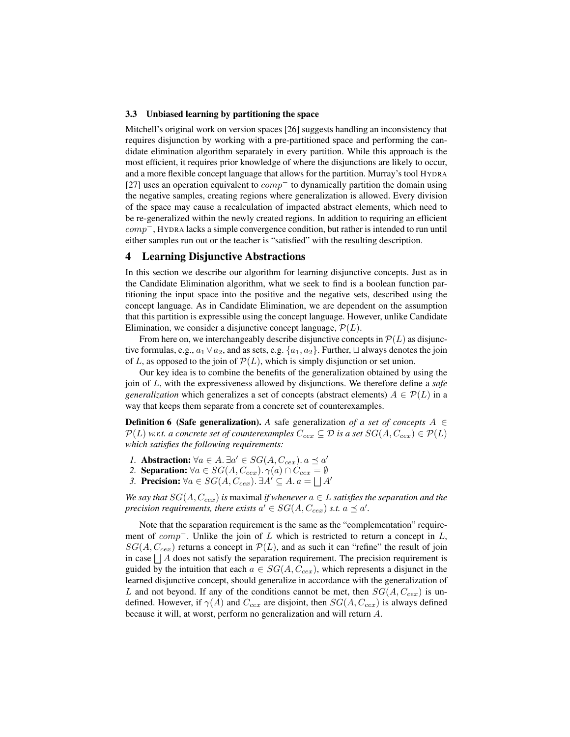### 3.3 Unbiased learning by partitioning the space

Mitchell's original work on version spaces [26] suggests handling an inconsistency that requires disjunction by working with a pre-partitioned space and performing the candidate elimination algorithm separately in every partition. While this approach is the most efficient, it requires prior knowledge of where the disjunctions are likely to occur, and a more flexible concept language that allows for the partition. Murray's tool HYDRA [27] uses an operation equivalent to $comp^-$ to dynamically partition the domain using the negative samples, creating regions where generalization is allowed. Every division of the space may cause a recalculation of impacted abstract elements, which need to be re-generalized within the newly created regions. In addition to requiring an efficient $comp^-$, HYDRA lacks a simple convergence condition, but rather is intended to run until either samples run out or the teacher is "satisfied" with the resulting description.

## 4 Learning Disjunctive Abstractions

In this section we describe our algorithm for learning disjunctive concepts. Just as in the Candidate Elimination algorithm, what we seek to find is a boolean function partitioning the input space into the positive and the negative sets, described using the concept language. As in Candidate Elimination, we are dependent on the assumption that this partition is expressible using the concept language. However, unlike Candidate Elimination, we consider a disjunctive concept language, $\mathcal{P}(L)$.

From here on, we interchangeably describe disjunctive concepts in $\mathcal{P}(L)$ as disjunctive formulas, e.g., $a_1 \vee a_2$, and as sets, e.g. $\{a_1, a_2\}$. Further, $\sqcup$ always denotes the join of $L$, as opposed to the join of $\mathcal{P}(L)$, which is simply disjunction or set union.

Our key idea is to combine the benefits of the generalization obtained by using the join of $L$, with the expressiveness allowed by disjunctions. We therefore define a *safe generalization* which generalizes a set of concepts (abstract elements) $A \in \mathcal{P}(L)$ in a way that keeps them separate from a concrete set of counterexamples.

**Definition 6 (Safe generalization).** *A* safe generalization *of a set of concepts $A \in \mathcal{P}(L)$ w.r.t. a concrete set of counterexamples $C_{cex} \subseteq \mathcal{D}$ is a set $SG(A, C_{cex}) \in \mathcal{P}(L)$ which satisfies the following requirements:*

1. **Abstraction:** $\forall a \in A. \exists a' \in SG(A, C_{cex}).\, a \preceq a'$
2. **Separation:** $\forall a \in SG(A, C_{cex}).\, \gamma(a) \cap C_{cex} = \emptyset$
3. **Precision:** $\forall a \in SG(A, C_{cex}).\, \exists A' \subseteq A.\, a = \bigsqcup A'$

*We say that $SG(A, C_{cex})$ is* maximal *if whenever $a \in L$ satisfies the separation and the precision requirements, there exists $a' \in SG(A, C_{cex})$ s.t. $a \preceq a'$.*

Note that the separation requirement is the same as the "complementation" requirement of $comp^-$. Unlike the join of $L$ which is restricted to return a concept in $L$, $SG(A, C_{cex})$ returns a concept in $\mathcal{P}(L)$, and as such it can "refine" the result of join in case $\bigsqcup A$ does not satisfy the separation requirement. The precision requirement is guided by the intuition that each $a \in SG(A, C_{cex})$, which represents a disjunct in the learned disjunctive concept, should generalize in accordance with the generalization of $L$ and not beyond. If any of the conditions cannot be met, then $SG(A, C_{cex})$ is undefined. However, if $\gamma(A)$ and $C_{cex}$ are disjoint, then $SG(A, C_{cex})$ is always defined because it will, at worst, perform no generalization and will return $A$.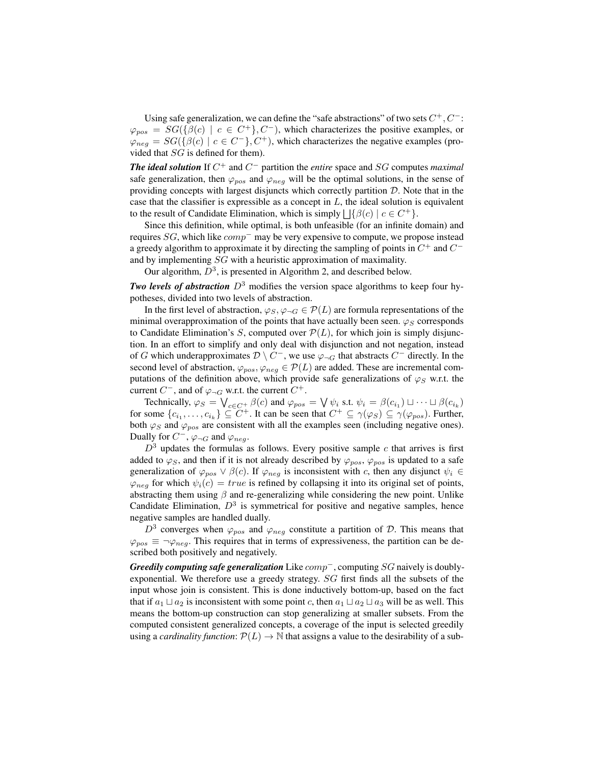Using safe generalization, we can define the "safe abstractions" of two sets $C^+, C^-$: $\varphi_{pos} = SG(\{\beta(c) \mid c \in C^+\}, C^-)$, which characterizes the positive examples, or $\varphi_{neg} = SG(\{\beta(c) \mid c \in C^-\}, C^+)$, which characterizes the negative examples (provided that $SG$ is defined for them).

***The ideal solution*** If $C^+$ and $C^-$ partition the *entire* space and $SG$ computes *maximal* safe generalization, then $\varphi_{pos}$ and $\varphi_{neg}$ will be the optimal solutions, in the sense of providing concepts with largest disjuncts which correctly partition $\mathcal{D}$. Note that in the case that the classifier is expressible as a concept in $L$, the ideal solution is equivalent to the result of Candidate Elimination, which is simply $\bigsqcup\{\beta(c) \mid c \in C^+\}$.

Since this definition, while optimal, is both unfeasible (for an infinite domain) and requires $SG$, which like $comp^-$ may be very expensive to compute, we propose instead a greedy algorithm to approximate it by directing the sampling of points in $C^+$ and $C^-$ and by implementing $SG$ with a heuristic approximation of maximality.

Our algorithm, $D^3$, is presented in Algorithm 2, and described below.

***Two levels of abstraction*** $D^3$ modifies the version space algorithms to keep four hypotheses, divided into two levels of abstraction.

In the first level of abstraction, $\varphi_S, \varphi_{\neg G} \in \mathcal{P}(L)$ are formula representations of the minimal overapproximation of the points that have actually been seen. $\varphi_S$ corresponds to Candidate Elimination's $S$, computed over $\mathcal{P}(L)$, for which join is simply disjunction. In an effort to simplify and only deal with disjunction and not negation, instead of $G$ which underapproximates $\mathcal{D} \setminus C^-$, we use $\varphi_{\neg G}$ that abstracts $C^-$ directly. In the second level of abstraction, $\varphi_{pos}, \varphi_{neg} \in \mathcal{P}(L)$ are added. These are incremental computations of the definition above, which provide safe generalizations of $\varphi_S$ w.r.t. the current $C^-$, and of $\varphi_{\neg G}$ w.r.t. the current $C^+$.

Technically, $\varphi_S = \bigvee_{c \in C^+} \beta(c)$ and $\varphi_{pos} = \bigvee \psi_i$ s.t. $\psi_i = \beta(c_{i_1}) \sqcup \cdots \sqcup \beta(c_{i_k})$ for some $\{c_{i_1}, \ldots, c_{i_k}\} \subseteq C^+$. It can be seen that $C^+ \subseteq \gamma(\varphi_S) \subseteq \gamma(\varphi_{pos})$. Further, both $\varphi_S$ and $\varphi_{pos}$ are consistent with all the examples seen (including negative ones). Dually for $C^-$, $\varphi_{\neg G}$ and $\varphi_{neg}$.

$D^3$ updates the formulas as follows. Every positive sample $c$ that arrives is first added to $\varphi_S$, and then if it is not already described by $\varphi_{pos}$, $\varphi_{pos}$ is updated to a safe generalization of $\varphi_{pos} \vee \beta(c)$. If $\varphi_{neg}$ is inconsistent with $c$, then any disjunct $\psi_i \in \varphi_{neg}$ for which $\psi_i(c) = true$ is refined by collapsing it into its original set of points, abstracting them using $\beta$ and re-generalizing while considering the new point. Unlike Candidate Elimination, $D^3$ is symmetrical for positive and negative samples, hence negative samples are handled dually.

$D^3$ converges when $\varphi_{pos}$ and $\varphi_{neg}$ constitute a partition of $\mathcal{D}$. This means that $\varphi_{pos} \equiv \neg\varphi_{neg}$. This requires that in terms of expressiveness, the partition can be described both positively and negatively.

***Greedily computing safe generalization*** Like $comp^-$, computing $SG$ naively is doubly-exponential. We therefore use a greedy strategy. $SG$ first finds all the subsets of the input whose join is consistent. This is done inductively bottom-up, based on the fact that if $a_1 \sqcup a_2$ is inconsistent with some point $c$, then $a_1 \sqcup a_2 \sqcup a_3$ will be as well. This means the bottom-up construction can stop generalizing at smaller subsets. From the computed consistent generalized concepts, a coverage of the input is selected greedily using a *cardinality function*: $\mathcal{P}(L) \to \mathbb{N}$ that assigns a value to the desirability of a sub-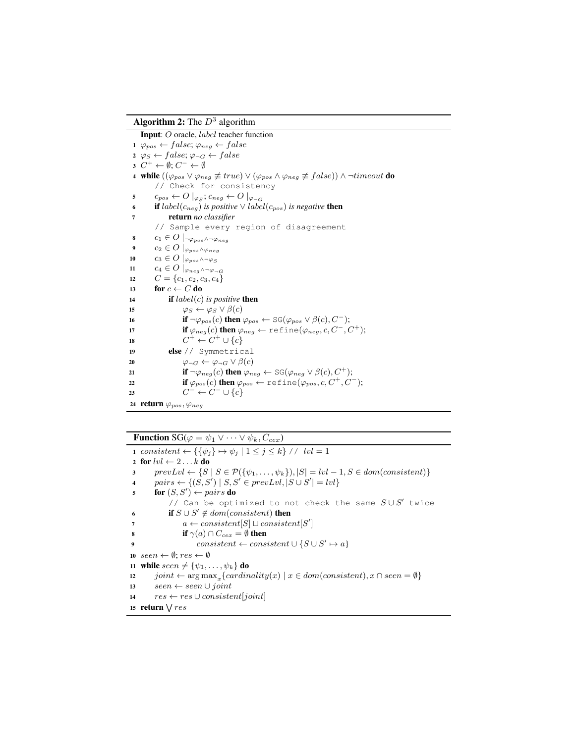**Algorithm 2:** The $D^3$ algorithm

```
Input: O oracle, label teacher function
1  φ_pos ← false; φ_neg ← false
2  φ_S ← false; φ_¬G ← false
3  C⁺ ← ∅; C⁻ ← ∅
4  while ((φ_pos ∨ φ_neg ≢ true) ∨ (φ_pos ∧ φ_neg ≢ false)) ∧ ¬timeout do
       // Check for consistency
5      c_pos ← O |_{φ_S}; c_neg ← O |_{φ_¬G}
6      if label(c_neg) is positive ∨ label(c_pos) is negative then
7          return no classifier
       // Sample every region of disagreement
8      c_1 ∈ O |_{¬φ_pos ∧ ¬φ_neg}
9      c_2 ∈ O |_{φ_pos ∧ φ_neg}
10     c_3 ∈ O |_{φ_pos ∧ ¬φ_S}
11     c_4 ∈ O |_{φ_neg ∧ ¬φ_¬G}
12     C = {c_1, c_2, c_3, c_4}
13     for c ← C do
14         if label(c) is positive then
15             φ_S ← φ_S ∨ β(c)
16             if ¬φ_pos(c) then φ_pos ← SG(φ_pos ∨ β(c), C⁻);
17             if φ_neg(c) then φ_neg ← refine(φ_neg, c, C⁻, C⁺);
18             C⁺ ← C⁺ ∪ {c}
19         else // Symmetrical
20             φ_¬G ← φ_¬G ∨ β(c)
21             if ¬φ_neg(c) then φ_neg ← SG(φ_neg ∨ β(c), C⁺);
22             if φ_pos(c) then φ_pos ← refine(φ_pos, c, C⁺, C⁻);
23             C⁻ ← C⁻ ∪ {c}
24 return φ_pos, φ_neg
```

**Function** SG($\varphi = \psi_1 \vee \cdots \vee \psi_k, C_{cex}$)

```
1  consistent ← {{ψ_j} ↦ ψ_j | 1 ≤ j ≤ k} // lvl = 1
2  for lvl ← 2 ... k do
3      prevLvl ← {S | S ∈ P({ψ_1, ..., ψ_k}), |S| = lvl − 1, S ∈ dom(consistent)}
4      pairs ← {(S, S') | S, S' ∈ prevLvl, |S ∪ S'| = lvl}
5      for (S, S') ← pairs do
           // Can be optimized to not check the same S ∪ S' twice
6          if S ∪ S' ∉ dom(consistent) then
7              a ← consistent[S] ⊔ consistent[S']
8              if γ(a) ∩ C_cex = ∅ then
9                  consistent ← consistent ∪ {S ∪ S' ↦ a}
10 seen ← ∅; res ← ∅
11 while seen ≠ {ψ_1, ..., ψ_k} do
12     joint ← argmax_x {cardinality(x) | x ∈ dom(consistent), x ∩ seen = ∅}
13     seen ← seen ∪ joint
14     res ← res ∪ consistent[joint]
15 return ⋁ res
```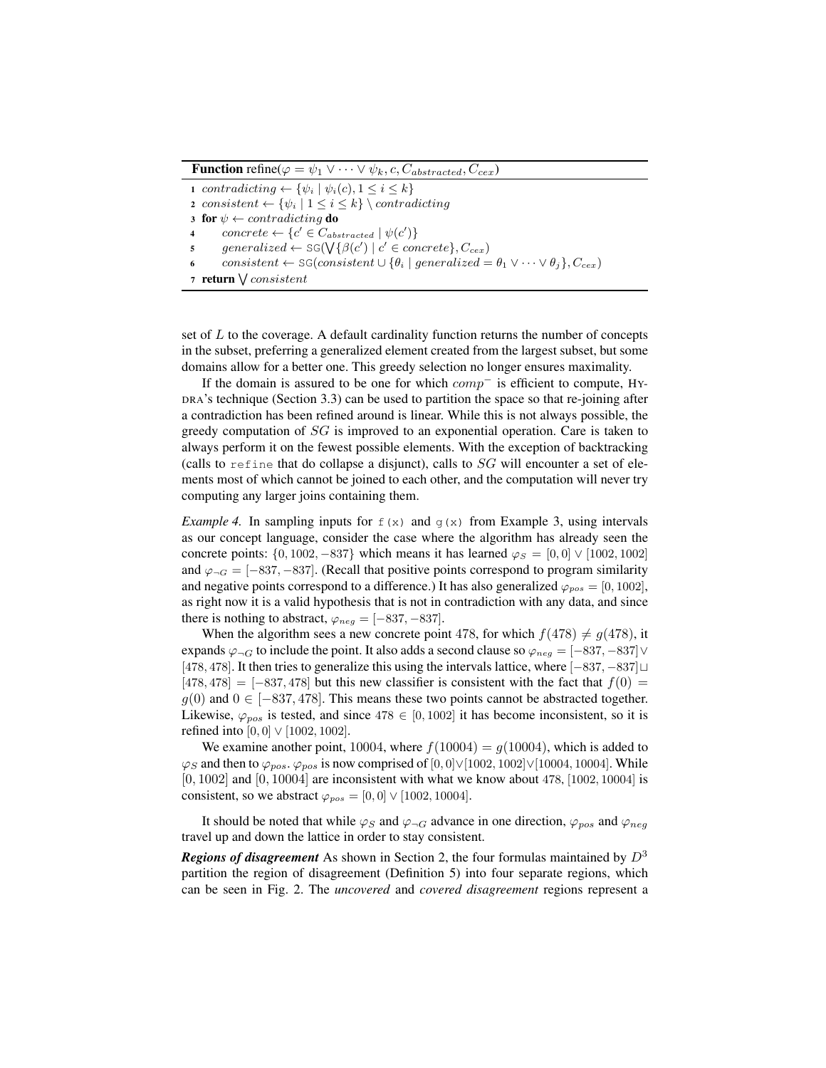**Function** refine($\varphi = \psi_1 \vee \cdots \vee \psi_k, c, C_{abstracted}, C_{cex}$)

1 $contradicting \leftarrow \{\psi_i \mid \psi_i(c), 1 \leq i \leq k\}$
2 $consistent \leftarrow \{\psi_i \mid 1 \leq i \leq k\} \setminus contradicting$
3 **for** $\psi \leftarrow contradicting$ **do**
4 $\quad concrete \leftarrow \{c' \in C_{abstracted} \mid \psi(c')\}$
5 $\quad generalized \leftarrow \mathtt{SG}(\bigvee\{\beta(c') \mid c' \in concrete\}, C_{cex})$
6 $\quad consistent \leftarrow \mathtt{SG}(consistent \cup \{\theta_i \mid generalized = \theta_1 \vee \cdots \vee \theta_j\}, C_{cex})$
7 **return** $\bigvee consistent$

set of $L$ to the coverage. A default cardinality function returns the number of concepts in the subset, preferring a generalized element created from the largest subset, but some domains allow for a better one. This greedy selection no longer ensures maximality.

If the domain is assured to be one for which $comp^{-}$ is efficient to compute, HYDRA's technique (Section 3.3) can be used to partition the space so that re-joining after a contradiction has been refined around is linear. While this is not always possible, the greedy computation of $SG$ is improved to an exponential operation. Care is taken to always perform it on the fewest possible elements. With the exception of backtracking (calls to `refine` that do collapse a disjunct), calls to $SG$ will encounter a set of elements most of which cannot be joined to each other, and the computation will never try computing any larger joins containing them.

*Example 4.* In sampling inputs for `f(x)` and `g(x)` from Example 3, using intervals as our concept language, consider the case where the algorithm has already seen the concrete points: $\{0, 1002, -837\}$ which means it has learned $\varphi_S = [0, 0] \vee [1002, 1002]$ and $\varphi_{\neg G} = [-837, -837]$. (Recall that positive points correspond to program similarity and negative points correspond to a difference.) It has also generalized $\varphi_{pos} = [0, 1002]$, as right now it is a valid hypothesis that is not in contradiction with any data, and since there is nothing to abstract, $\varphi_{neg} = [-837, -837]$.

When the algorithm sees a new concrete point 478, for which $f(478) \neq g(478)$, it expands $\varphi_{\neg G}$ to include the point. It also adds a second clause so $\varphi_{neg} = [-837, -837] \vee [478, 478]$. It then tries to generalize this using the intervals lattice, where $[-837, -837] \sqcup [478, 478] = [-837, 478]$ but this new classifier is consistent with the fact that $f(0) = g(0)$ and $0 \in [-837, 478]$. This means these two points cannot be abstracted together. Likewise, $\varphi_{pos}$ is tested, and since $478 \in [0, 1002]$ it has become inconsistent, so it is refined into $[0, 0] \vee [1002, 1002]$.

We examine another point, 10004, where $f(10004) = g(10004)$, which is added to $\varphi_S$ and then to $\varphi_{pos}$. $\varphi_{pos}$ is now comprised of $[0, 0] \vee [1002, 1002] \vee [10004, 10004]$. While $[0, 1002]$ and $[0, 10004]$ are inconsistent with what we know about 478, $[1002, 10004]$ is consistent, so we abstract $\varphi_{pos} = [0, 0] \vee [1002, 10004]$.

It should be noted that while $\varphi_S$ and $\varphi_{\neg G}$ advance in one direction, $\varphi_{pos}$ and $\varphi_{neg}$ travel up and down the lattice in order to stay consistent.

***Regions of disagreement*** As shown in Section 2, the four formulas maintained by $D^3$ partition the region of disagreement (Definition 5) into four separate regions, which can be seen in Fig. 2. The *uncovered* and *covered disagreement* regions represent a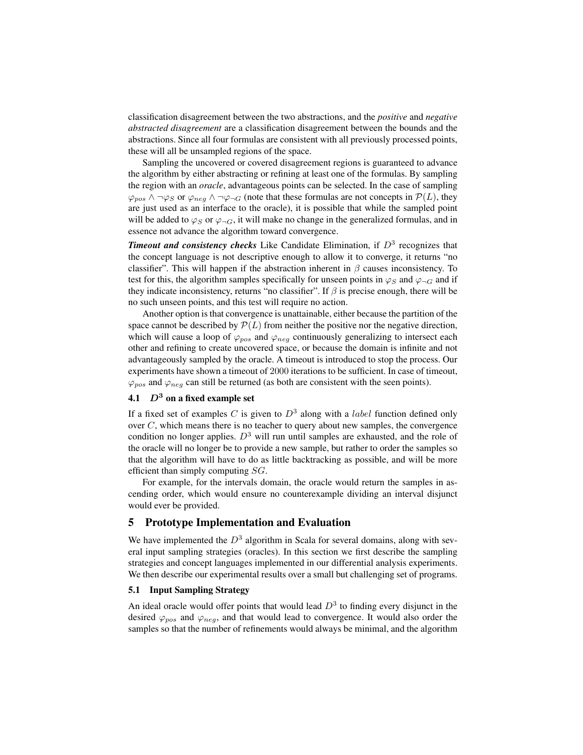classification disagreement between the two abstractions, and the *positive* and *negative abstracted disagreement* are a classification disagreement between the bounds and the abstractions. Since all four formulas are consistent with all previously processed points, these will all be unsampled regions of the space.

Sampling the uncovered or covered disagreement regions is guaranteed to advance the algorithm by either abstracting or refining at least one of the formulas. By sampling the region with an *oracle*, advantageous points can be selected. In the case of sampling $\varphi_{pos} \wedge \neg\varphi_S$ or $\varphi_{neg} \wedge \neg\varphi_{\neg G}$ (note that these formulas are not concepts in $\mathcal{P}(L)$, they are just used as an interface to the oracle), it is possible that while the sampled point will be added to $\varphi_S$ or $\varphi_{\neg G}$, it will make no change in the generalized formulas, and in essence not advance the algorithm toward convergence.

***Timeout and consistency checks*** Like Candidate Elimination, if $D^3$ recognizes that the concept language is not descriptive enough to allow it to converge, it returns "no classifier". This will happen if the abstraction inherent in $\beta$ causes inconsistency. To test for this, the algorithm samples specifically for unseen points in $\varphi_S$ and $\varphi_{\neg G}$ and if they indicate inconsistency, returns "no classifier". If $\beta$ is precise enough, there will be no such unseen points, and this test will require no action.

Another option is that convergence is unattainable, either because the partition of the space cannot be described by $\mathcal{P}(L)$ from neither the positive nor the negative direction, which will cause a loop of $\varphi_{pos}$ and $\varphi_{neg}$ continuously generalizing to intersect each other and refining to create uncovered space, or because the domain is infinite and not advantageously sampled by the oracle. A timeout is introduced to stop the process. Our experiments have shown a timeout of 2000 iterations to be sufficient. In case of timeout, $\varphi_{pos}$ and $\varphi_{neg}$ can still be returned (as both are consistent with the seen points).

### 4.1 $D^3$ on a fixed example set

If a fixed set of examples $C$ is given to $D^3$ along with a $label$ function defined only over $C$, which means there is no teacher to query about new samples, the convergence condition no longer applies. $D^3$ will run until samples are exhausted, and the role of the oracle will no longer be to provide a new sample, but rather to order the samples so that the algorithm will have to do as little backtracking as possible, and will be more efficient than simply computing $SG$.

For example, for the intervals domain, the oracle would return the samples in ascending order, which would ensure no counterexample dividing an interval disjunct would ever be provided.

## 5 Prototype Implementation and Evaluation

We have implemented the $D^3$ algorithm in Scala for several domains, along with several input sampling strategies (oracles). In this section we first describe the sampling strategies and concept languages implemented in our differential analysis experiments. We then describe our experimental results over a small but challenging set of programs.

### 5.1 Input Sampling Strategy

An ideal oracle would offer points that would lead $D^3$ to finding every disjunct in the desired $\varphi_{pos}$ and $\varphi_{neg}$, and that would lead to convergence. It would also order the samples so that the number of refinements would always be minimal, and the algorithm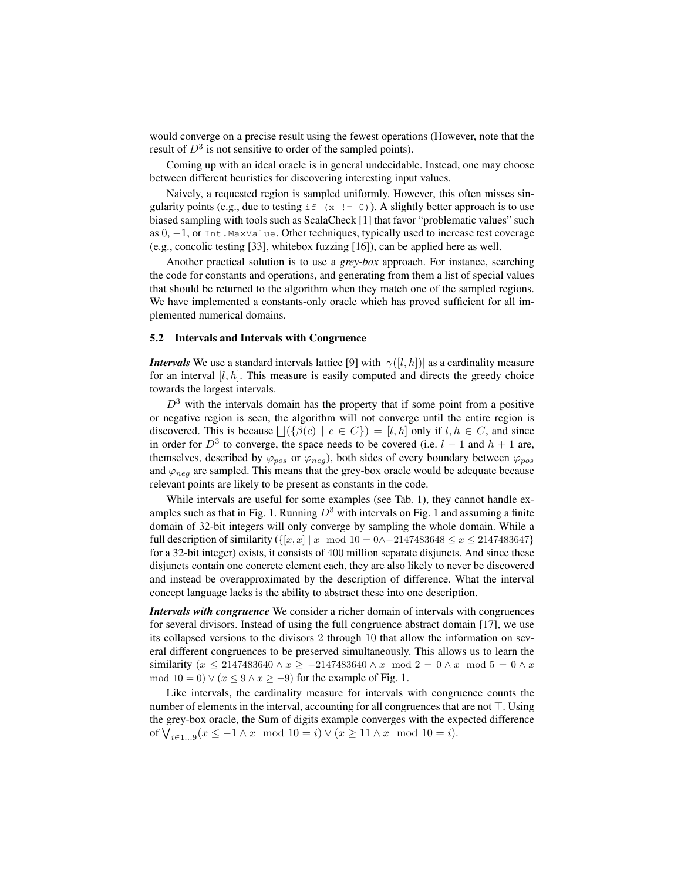would converge on a precise result using the fewest operations (However, note that the result of $D^3$ is not sensitive to order of the sampled points).

Coming up with an ideal oracle is in general undecidable. Instead, one may choose between different heuristics for discovering interesting input values.

Naively, a requested region is sampled uniformly. However, this often misses singularity points (e.g., due to testing `if (x != 0)`). A slightly better approach is to use biased sampling with tools such as ScalaCheck [1] that favor "problematic values" such as $0$, $-1$, or `Int.MaxValue`. Other techniques, typically used to increase test coverage (e.g., concolic testing [33], whitebox fuzzing [16]), can be applied here as well.

Another practical solution is to use a *grey-box* approach. For instance, searching the code for constants and operations, and generating from them a list of special values that should be returned to the algorithm when they match one of the sampled regions. We have implemented a constants-only oracle which has proved sufficient for all implemented numerical domains.

### 5.2 Intervals and Intervals with Congruence

***Intervals*** We use a standard intervals lattice [9] with $|\gamma([l,h])|$ as a cardinality measure for an interval $[l,h]$. This measure is easily computed and directs the greedy choice towards the largest intervals.

$D^3$ with the intervals domain has the property that if some point from a positive or negative region is seen, the algorithm will not converge until the entire region is discovered. This is because $\bigsqcup(\{\beta(c) \mid c \in C\}) = [l,h]$ only if $l,h \in C$, and since in order for $D^3$ to converge, the space needs to be covered (i.e. $l-1$ and $h+1$ are, themselves, described by $\varphi_{pos}$ or $\varphi_{neg}$), both sides of every boundary between $\varphi_{pos}$ and $\varphi_{neg}$ are sampled. This means that the grey-box oracle would be adequate because relevant points are likely to be present as constants in the code.

While intervals are useful for some examples (see Tab. 1), they cannot handle examples such as that in Fig. 1. Running $D^3$ with intervals on Fig. 1 and assuming a finite domain of 32-bit integers will only converge by sampling the whole domain. While a full description of similarity ($\{[x,x] \mid x \mod 10 = 0 \wedge -2147483648 \leq x \leq 2147483647\}$ for a 32-bit integer) exists, it consists of $400$ million separate disjuncts. And since these disjuncts contain one concrete element each, they are also likely to never be discovered and instead be overapproximated by the description of difference. What the interval concept language lacks is the ability to abstract these into one description.

***Intervals with congruence*** We consider a richer domain of intervals with congruences for several divisors. Instead of using the full congruence abstract domain [17], we use its collapsed versions to the divisors $2$ through $10$ that allow the information on several different congruences to be preserved simultaneously. This allows us to learn the similarity $(x \leq 2147483640 \wedge x \geq -2147483640 \wedge x \mod 2 = 0 \wedge x \mod 5 = 0 \wedge x \mod 10 = 0) \vee (x \leq 9 \wedge x \geq -9)$ for the example of Fig. 1.

Like intervals, the cardinality measure for intervals with congruence counts the number of elements in the interval, accounting for all congruences that are not $\top$. Using the grey-box oracle, the Sum of digits example converges with the expected difference of $\bigvee_{i \in 1\ldots 9}(x \leq -1 \wedge x \mod 10 = i) \vee (x \geq 11 \wedge x \mod 10 = i)$.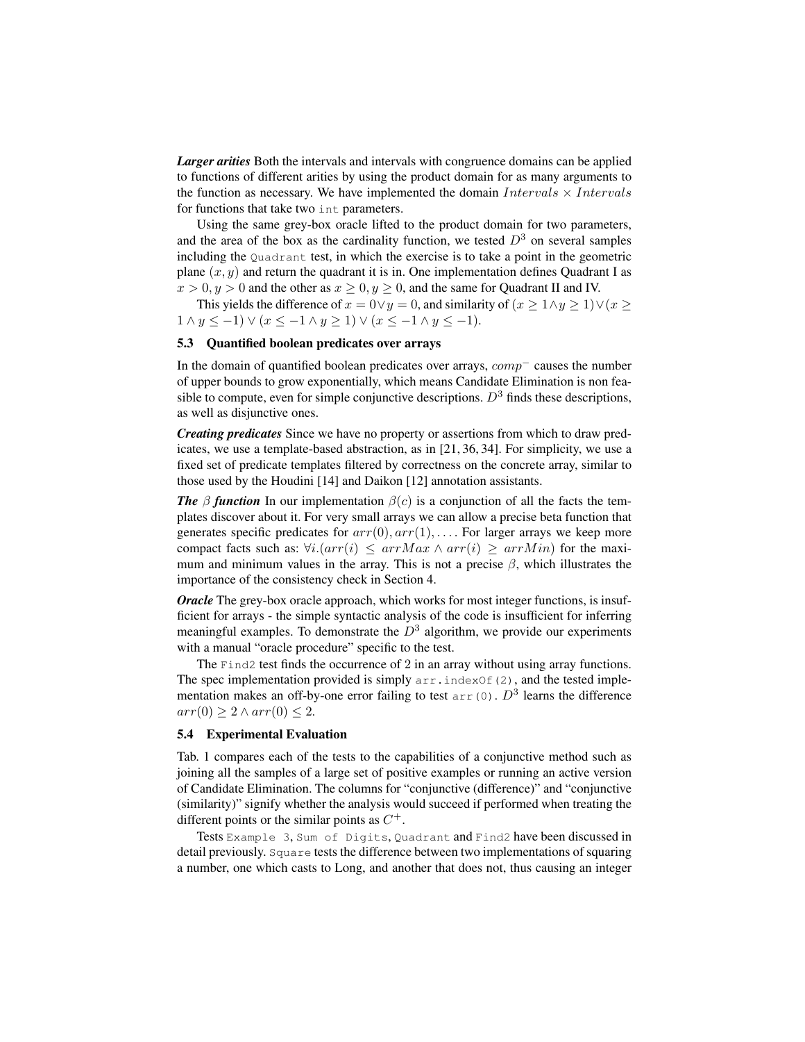***Larger arities*** Both the intervals and intervals with congruence domains can be applied to functions of different arities by using the product domain for as many arguments to the function as necessary. We have implemented the domain $Intervals \times Intervals$ for functions that take two `int` parameters.

Using the same grey-box oracle lifted to the product domain for two parameters, and the area of the box as the cardinality function, we tested $D^3$ on several samples including the `Quadrant` test, in which the exercise is to take a point in the geometric plane $(x, y)$ and return the quadrant it is in. One implementation defines Quadrant I as $x > 0, y > 0$ and the other as $x \geq 0, y \geq 0$, and the same for Quadrant II and IV.

This yields the difference of $x = 0 \vee y = 0$, and similarity of $(x \geq 1 \wedge y \geq 1) \vee (x \geq 1 \wedge y \leq -1) \vee (x \leq -1 \wedge y \geq 1) \vee (x \leq -1 \wedge y \leq -1)$.

### 5.3 Quantified boolean predicates over arrays

In the domain of quantified boolean predicates over arrays, $comp^-$ causes the number of upper bounds to grow exponentially, which means Candidate Elimination is non feasible to compute, even for simple conjunctive descriptions. $D^3$ finds these descriptions, as well as disjunctive ones.

***Creating predicates*** Since we have no property or assertions from which to draw predicates, we use a template-based abstraction, as in [21, 36, 34]. For simplicity, we use a fixed set of predicate templates filtered by correctness on the concrete array, similar to those used by the Houdini [14] and Daikon [12] annotation assistants.

***The $\beta$ function*** In our implementation $\beta(c)$ is a conjunction of all the facts the templates discover about it. For very small arrays we can allow a precise beta function that generates specific predicates for $arr(0), arr(1), \ldots$. For larger arrays we keep more compact facts such as: $\forall i.(arr(i) \leq arrMax \wedge arr(i) \geq arrMin)$ for the maximum and minimum values in the array. This is not a precise $\beta$, which illustrates the importance of the consistency check in Section 4.

***Oracle*** The grey-box oracle approach, which works for most integer functions, is insufficient for arrays - the simple syntactic analysis of the code is insufficient for inferring meaningful examples. To demonstrate the $D^3$ algorithm, we provide our experiments with a manual "oracle procedure" specific to the test.

The `Find2` test finds the occurrence of 2 in an array without using array functions. The spec implementation provided is simply `arr.indexOf(2)`, and the tested implementation makes an off-by-one error failing to test `arr(0)`. $D^3$ learns the difference $arr(0) \geq 2 \wedge arr(0) \leq 2$.

### 5.4 Experimental Evaluation

Tab. 1 compares each of the tests to the capabilities of a conjunctive method such as joining all the samples of a large set of positive examples or running an active version of Candidate Elimination. The columns for "conjunctive (difference)" and "conjunctive (similarity)" signify whether the analysis would succeed if performed when treating the different points or the similar points as $C^+$.

Tests `Example 3`, `Sum of Digits`, `Quadrant` and `Find2` have been discussed in detail previously. `Square` tests the difference between two implementations of squaring a number, one which casts to Long, and another that does not, thus causing an integer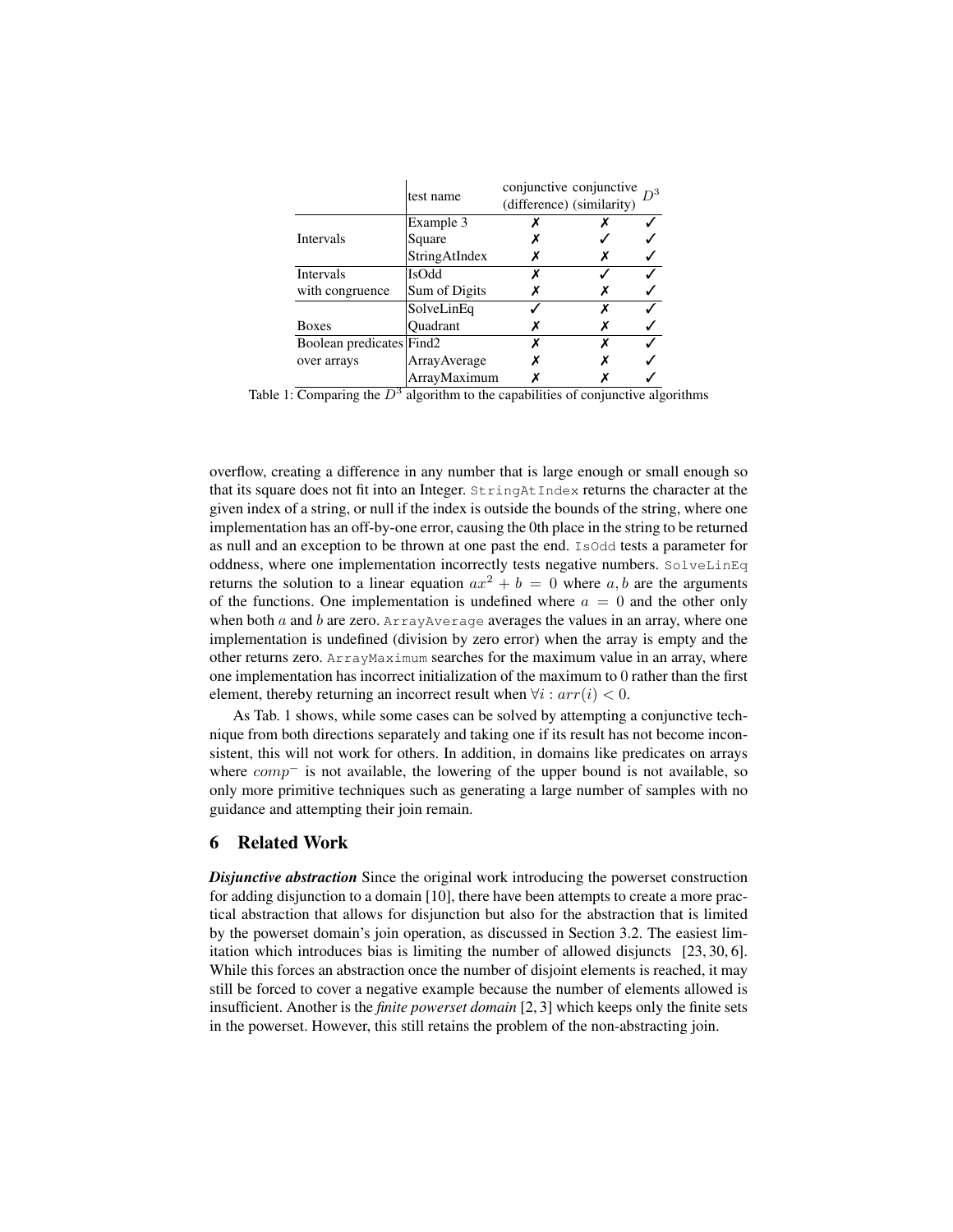| | test name | conjunctive (difference) | conjunctive (similarity) | $D^3$ |
|---|---|---|---|---|
| Intervals | Example 3 | ✗ | ✗ | ✓ |
| | Square | ✗ | ✓ | ✓ |
| | StringAtIndex | ✗ | ✗ | ✓ |
| Intervals with congruence | IsOdd | ✗ | ✓ | ✓ |
| | Sum of Digits | ✗ | ✗ | ✓ |
| Boxes | SolveLinEq | ✓ | ✗ | ✓ |
| | Quadrant | ✗ | ✗ | ✓ |
| Boolean predicates over arrays | Find2 | ✗ | ✗ | ✓ |
| | ArrayAverage | ✗ | ✗ | ✓ |
| | ArrayMaximum | ✗ | ✗ | ✓ |

Table 1: Comparing the $D^3$ algorithm to the capabilities of conjunctive algorithms

overflow, creating a difference in any number that is large enough or small enough so that its square does not fit into an Integer. `StringAtIndex` returns the character at the given index of a string, or null if the index is outside the bounds of the string, where one implementation has an off-by-one error, causing the 0th place in the string to be returned as null and an exception to be thrown at one past the end. `IsOdd` tests a parameter for oddness, where one implementation incorrectly tests negative numbers. `SolveLinEq` returns the solution to a linear equation $ax^2 + b = 0$ where $a, b$ are the arguments of the functions. One implementation is undefined where $a = 0$ and the other only when both $a$ and $b$ are zero. `ArrayAverage` averages the values in an array, where one implementation is undefined (division by zero error) when the array is empty and the other returns zero. `ArrayMaximum` searches for the maximum value in an array, where one implementation has incorrect initialization of the maximum to 0 rather than the first element, thereby returning an incorrect result when $\forall i : arr(i) < 0$.

As Tab. 1 shows, while some cases can be solved by attempting a conjunctive technique from both directions separately and taking one if its result has not become inconsistent, this will not work for others. In addition, in domains like predicates on arrays where $comp^-$ is not available, the lowering of the upper bound is not available, so only more primitive techniques such as generating a large number of samples with no guidance and attempting their join remain.

## 6 Related Work

***Disjunctive abstraction*** Since the original work introducing the powerset construction for adding disjunction to a domain [10], there have been attempts to create a more practical abstraction that allows for disjunction but also for the abstraction that is limited by the powerset domain's join operation, as discussed in Section 3.2. The easiest limitation which introduces bias is limiting the number of allowed disjuncts [23, 30, 6]. While this forces an abstraction once the number of disjoint elements is reached, it may still be forced to cover a negative example because the number of elements allowed is insufficient. Another is the *finite powerset domain* [2, 3] which keeps only the finite sets in the powerset. However, this still retains the problem of the non-abstracting join.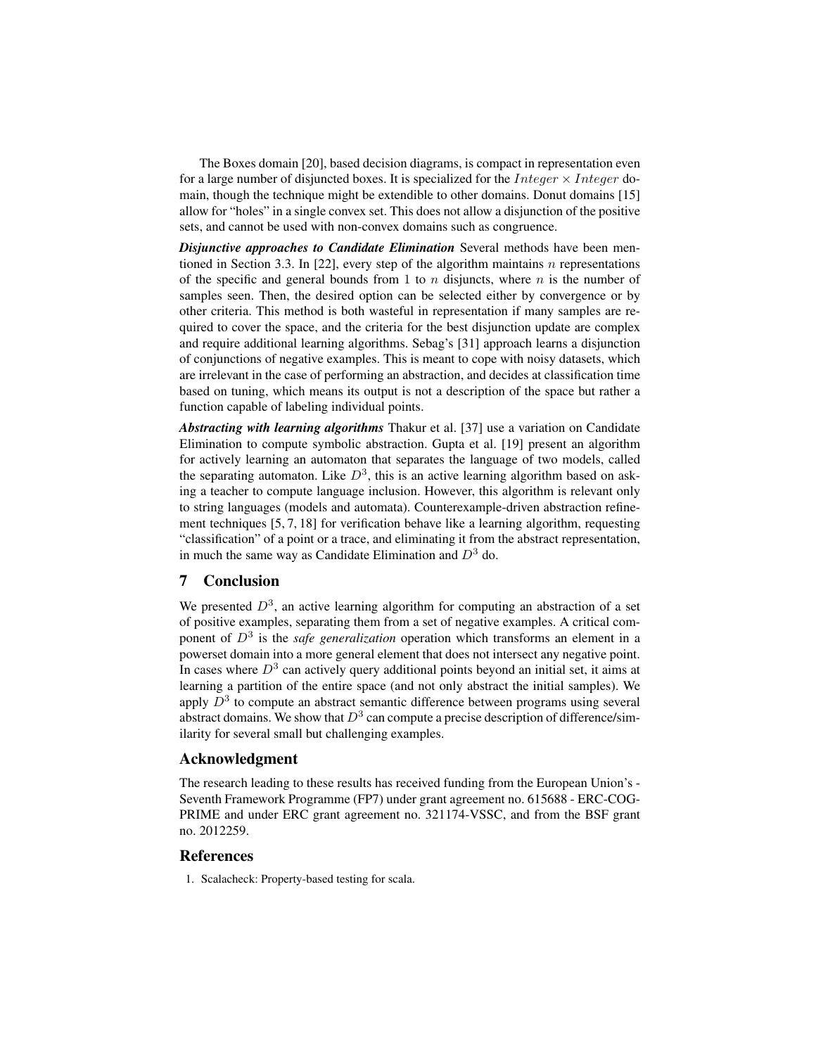The Boxes domain [20], based decision diagrams, is compact in representation even for a large number of disjuncted boxes. It is specialized for the $Integer \times Integer$ domain, though the technique might be extendible to other domains. Donut domains [15] allow for "holes" in a single convex set. This does not allow a disjunction of the positive sets, and cannot be used with non-convex domains such as congruence.

***Disjunctive approaches to Candidate Elimination*** Several methods have been mentioned in Section 3.3. In [22], every step of the algorithm maintains $n$ representations of the specific and general bounds from 1 to $n$ disjuncts, where $n$ is the number of samples seen. Then, the desired option can be selected either by convergence or by other criteria. This method is both wasteful in representation if many samples are required to cover the space, and the criteria for the best disjunction update are complex and require additional learning algorithms. Sebag's [31] approach learns a disjunction of conjunctions of negative examples. This is meant to cope with noisy datasets, which are irrelevant in the case of performing an abstraction, and decides at classification time based on tuning, which means its output is not a description of the space but rather a function capable of labeling individual points.

***Abstracting with learning algorithms*** Thakur et al. [37] use a variation on Candidate Elimination to compute symbolic abstraction. Gupta et al. [19] present an algorithm for actively learning an automaton that separates the language of two models, called the separating automaton. Like $D^3$, this is an active learning algorithm based on asking a teacher to compute language inclusion. However, this algorithm is relevant only to string languages (models and automata). Counterexample-driven abstraction refinement techniques [5, 7, 18] for verification behave like a learning algorithm, requesting "classification" of a point or a trace, and eliminating it from the abstract representation, in much the same way as Candidate Elimination and $D^3$ do.

## 7 Conclusion

We presented $D^3$, an active learning algorithm for computing an abstraction of a set of positive examples, separating them from a set of negative examples. A critical component of $D^3$ is the *safe generalization* operation which transforms an element in a powerset domain into a more general element that does not intersect any negative point. In cases where $D^3$ can actively query additional points beyond an initial set, it aims at learning a partition of the entire space (and not only abstract the initial samples). We apply $D^3$ to compute an abstract semantic difference between programs using several abstract domains. We show that $D^3$ can compute a precise description of difference/similarity for several small but challenging examples.

## Acknowledgment

The research leading to these results has received funding from the European Union's - Seventh Framework Programme (FP7) under grant agreement no. 615688 - ERC-COG-PRIME and under ERC grant agreement no. 321174-VSSC, and from the BSF grant no. 2012259.

## References

1. Scalacheck: Property-based testing for scala.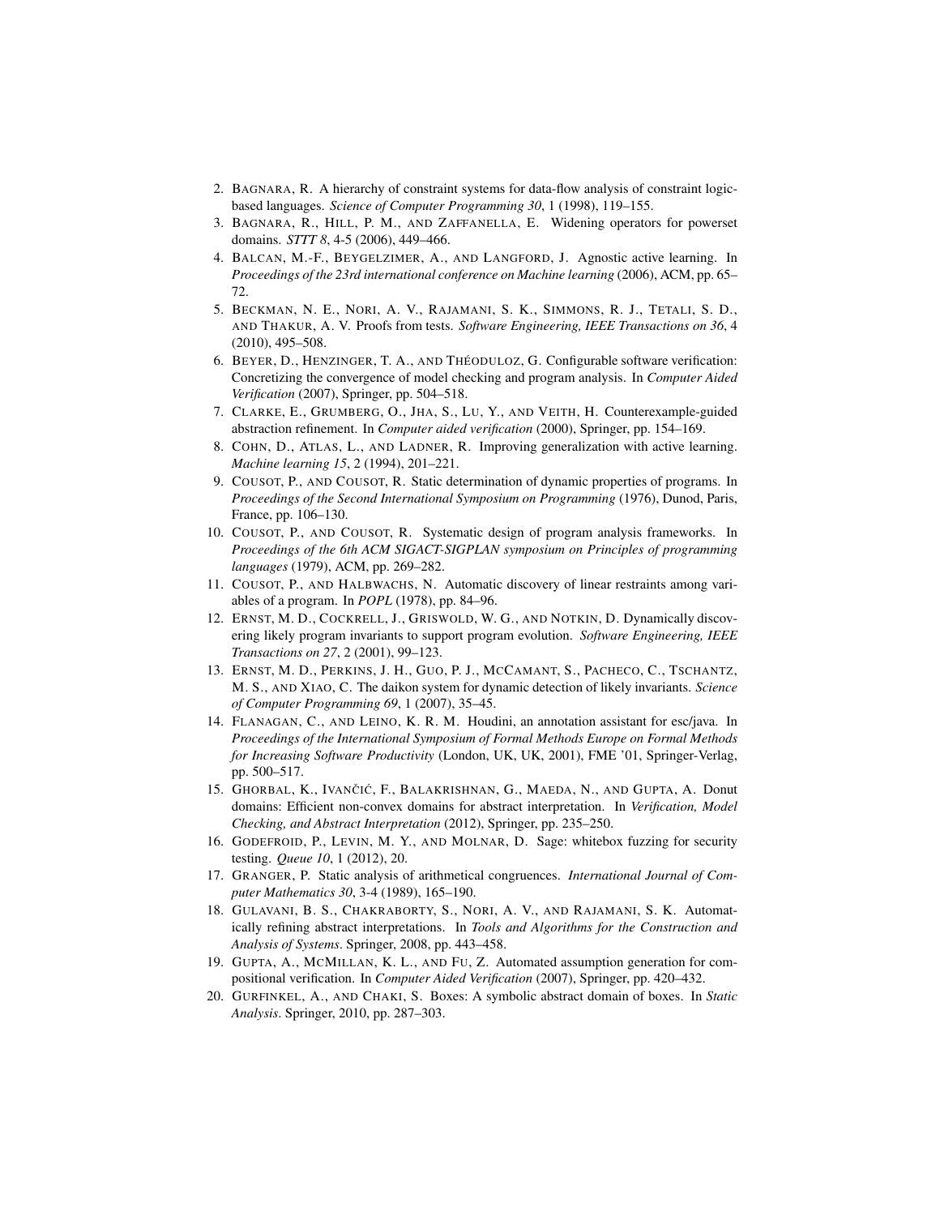2. Bagnara, R. A hierarchy of constraint systems for data-flow analysis of constraint logic-based languages. *Science of Computer Programming 30*, 1 (1998), 119–155.
3. Bagnara, R., Hill, P. M., and Zaffanella, E. Widening operators for powerset domains. *STTT 8*, 4-5 (2006), 449–466.
4. Balcan, M.-F., Beygelzimer, A., and Langford, J. Agnostic active learning. In *Proceedings of the 23rd international conference on Machine learning* (2006), ACM, pp. 65–72.
5. Beckman, N. E., Nori, A. V., Rajamani, S. K., Simmons, R. J., Tetali, S. D., and Thakur, A. V. Proofs from tests. *Software Engineering, IEEE Transactions on 36*, 4 (2010), 495–508.
6. Beyer, D., Henzinger, T. A., and Théoduloz, G. Configurable software verification: Concretizing the convergence of model checking and program analysis. In *Computer Aided Verification* (2007), Springer, pp. 504–518.
7. Clarke, E., Grumberg, O., Jha, S., Lu, Y., and Veith, H. Counterexample-guided abstraction refinement. In *Computer aided verification* (2000), Springer, pp. 154–169.
8. Cohn, D., Atlas, L., and Ladner, R. Improving generalization with active learning. *Machine learning 15*, 2 (1994), 201–221.
9. Cousot, P., and Cousot, R. Static determination of dynamic properties of programs. In *Proceedings of the Second International Symposium on Programming* (1976), Dunod, Paris, France, pp. 106–130.
10. Cousot, P., and Cousot, R. Systematic design of program analysis frameworks. In *Proceedings of the 6th ACM SIGACT-SIGPLAN symposium on Principles of programming languages* (1979), ACM, pp. 269–282.
11. Cousot, P., and Halbwachs, N. Automatic discovery of linear restraints among variables of a program. In *POPL* (1978), pp. 84–96.
12. Ernst, M. D., Cockrell, J., Griswold, W. G., and Notkin, D. Dynamically discovering likely program invariants to support program evolution. *Software Engineering, IEEE Transactions on 27*, 2 (2001), 99–123.
13. Ernst, M. D., Perkins, J. H., Guo, P. J., McCamant, S., Pacheco, C., Tschantz, M. S., and Xiao, C. The daikon system for dynamic detection of likely invariants. *Science of Computer Programming 69*, 1 (2007), 35–45.
14. Flanagan, C., and Leino, K. R. M. Houdini, an annotation assistant for esc/java. In *Proceedings of the International Symposium of Formal Methods Europe on Formal Methods for Increasing Software Productivity* (London, UK, UK, 2001), FME '01, Springer-Verlag, pp. 500–517.
15. Ghorbal, K., Ivančić, F., Balakrishnan, G., Maeda, N., and Gupta, A. Donut domains: Efficient non-convex domains for abstract interpretation. In *Verification, Model Checking, and Abstract Interpretation* (2012), Springer, pp. 235–250.
16. Godefroid, P., Levin, M. Y., and Molnar, D. Sage: whitebox fuzzing for security testing. *Queue 10*, 1 (2012), 20.
17. Granger, P. Static analysis of arithmetical congruences. *International Journal of Computer Mathematics 30*, 3-4 (1989), 165–190.
18. Gulavani, B. S., Chakraborty, S., Nori, A. V., and Rajamani, S. K. Automatically refining abstract interpretations. In *Tools and Algorithms for the Construction and Analysis of Systems*. Springer, 2008, pp. 443–458.
19. Gupta, A., McMillan, K. L., and Fu, Z. Automated assumption generation for compositional verification. In *Computer Aided Verification* (2007), Springer, pp. 420–432.
20. Gurfinkel, A., and Chaki, S. Boxes: A symbolic abstract domain of boxes. In *Static Analysis*. Springer, 2010, pp. 287–303.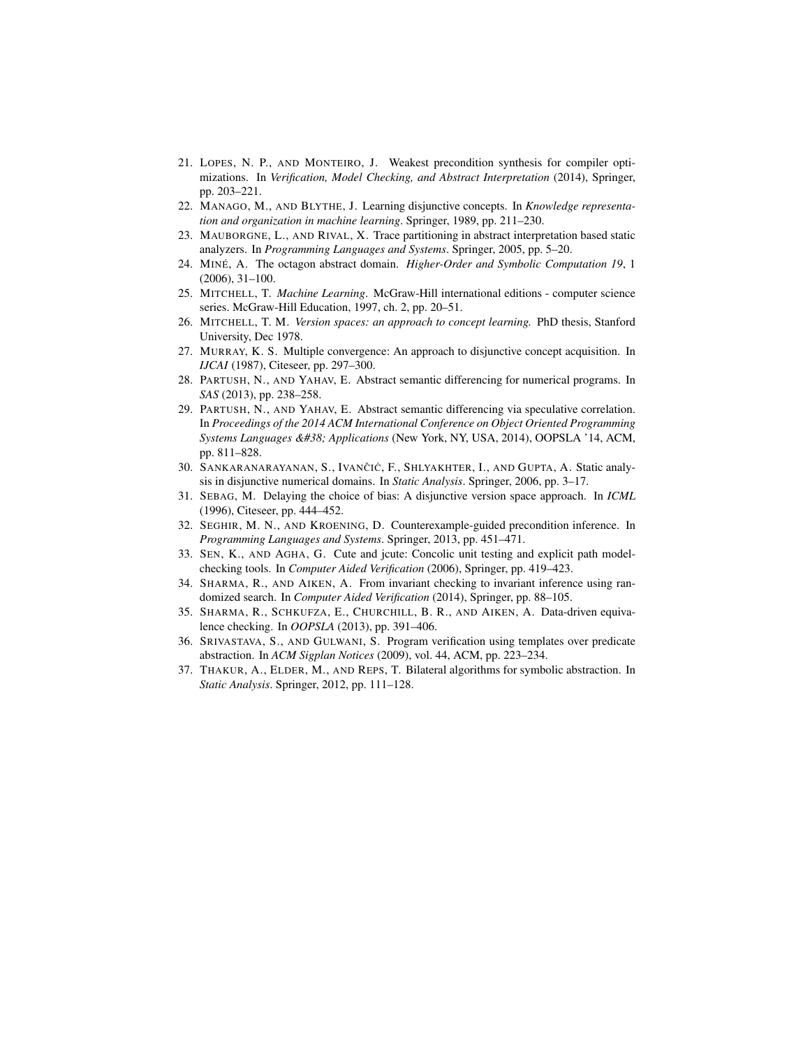21. Lopes, N. P., and Monteiro, J. Weakest precondition synthesis for compiler optimizations. In *Verification, Model Checking, and Abstract Interpretation* (2014), Springer, pp. 203–221.
22. Manago, M., and Blythe, J. Learning disjunctive concepts. In *Knowledge representation and organization in machine learning*. Springer, 1989, pp. 211–230.
23. Mauborgne, L., and Rival, X. Trace partitioning in abstract interpretation based static analyzers. In *Programming Languages and Systems*. Springer, 2005, pp. 5–20.
24. Miné, A. The octagon abstract domain. *Higher-Order and Symbolic Computation 19*, 1 (2006), 31–100.
25. Mitchell, T. *Machine Learning*. McGraw-Hill international editions - computer science series. McGraw-Hill Education, 1997, ch. 2, pp. 20–51.
26. Mitchell, T. M. *Version spaces: an approach to concept learning.* PhD thesis, Stanford University, Dec 1978.
27. Murray, K. S. Multiple convergence: An approach to disjunctive concept acquisition. In *IJCAI* (1987), Citeseer, pp. 297–300.
28. Partush, N., and Yahav, E. Abstract semantic differencing for numerical programs. In *SAS* (2013), pp. 238–258.
29. Partush, N., and Yahav, E. Abstract semantic differencing via speculative correlation. In *Proceedings of the 2014 ACM International Conference on Object Oriented Programming Systems Languages &#38; Applications* (New York, NY, USA, 2014), OOPSLA '14, ACM, pp. 811–828.
30. Sankaranarayanan, S., Ivančić, F., Shlyakhter, I., and Gupta, A. Static analysis in disjunctive numerical domains. In *Static Analysis*. Springer, 2006, pp. 3–17.
31. Sebag, M. Delaying the choice of bias: A disjunctive version space approach. In *ICML* (1996), Citeseer, pp. 444–452.
32. Seghir, M. N., and Kroening, D. Counterexample-guided precondition inference. In *Programming Languages and Systems*. Springer, 2013, pp. 451–471.
33. Sen, K., and Agha, G. Cute and jcute: Concolic unit testing and explicit path model-checking tools. In *Computer Aided Verification* (2006), Springer, pp. 419–423.
34. Sharma, R., and Aiken, A. From invariant checking to invariant inference using randomized search. In *Computer Aided Verification* (2014), Springer, pp. 88–105.
35. Sharma, R., Schkufza, E., Churchill, B. R., and Aiken, A. Data-driven equivalence checking. In *OOPSLA* (2013), pp. 391–406.
36. Srivastava, S., and Gulwani, S. Program verification using templates over predicate abstraction. In *ACM Sigplan Notices* (2009), vol. 44, ACM, pp. 223–234.
37. Thakur, A., Elder, M., and Reps, T. Bilateral algorithms for symbolic abstraction. In *Static Analysis*. Springer, 2012, pp. 111–128.